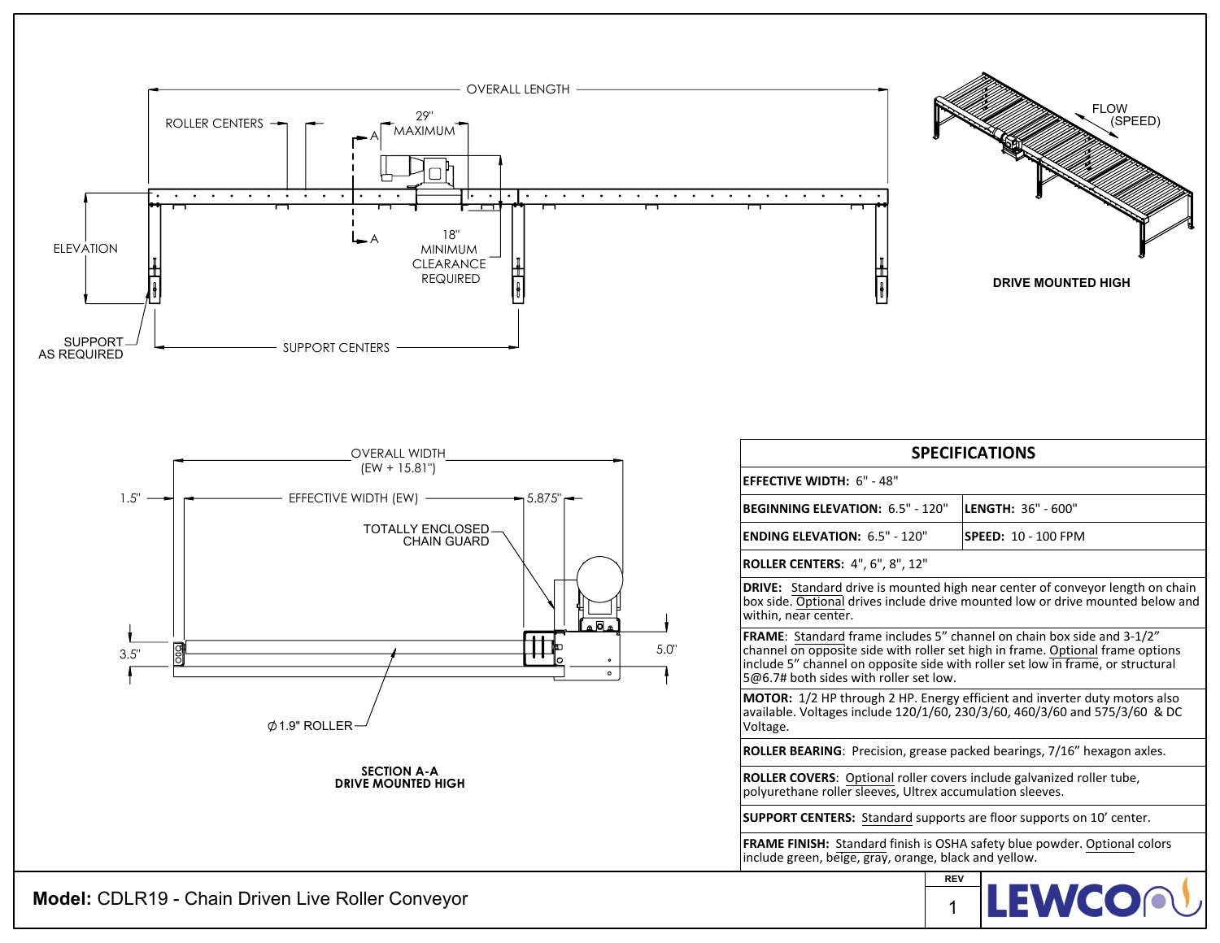OVERALL LENGTH

ROLLER CENTERS

29" MAXIMUM

A

A

ELEVATION

18" MINIMUM CLEARANCE REQUIRED

SUPPORT AS REQUIRED

SUPPORT CENTERS

FLOW (SPEED)

**DRIVE MOUNTED HIGH**

OVERALL WIDTH (EW + 15.81")

1.5"

EFFECTIVE WIDTH (EW)

5.875"

TOTALLY ENCLOSED CHAIN GUARD

3.5"

5.0"

Ø1.9" ROLLER

**SECTION A-A**
**DRIVE MOUNTED HIGH**

## SPECIFICATIONS

| | |
|---|---|
| **EFFECTIVE WIDTH:** 6" - 48" | |
| **BEGINNING ELEVATION:** 6.5" - 120" | **LENGTH:** 36" - 600" |
| **ENDING ELEVATION:** 6.5" - 120" | **SPEED:** 10 - 100 FPM |
| **ROLLER CENTERS:** 4", 6", 8", 12" | |
| **DRIVE:** Standard drive is mounted high near center of conveyor length on chain box side. Optional drives include drive mounted low or drive mounted below and within, near center. | |
| **FRAME**: Standard frame includes 5" channel on chain box side and 3-1/2" channel on opposite side with roller set high in frame. Optional frame options include 5" channel on opposite side with roller set low in frame, or structural 5@6.7# both sides with roller set low. | |
| **MOTOR:** 1/2 HP through 2 HP. Energy efficient and inverter duty motors also available. Voltages include 120/1/60, 230/3/60, 460/3/60 and 575/3/60 & DC Voltage. | |
| **ROLLER BEARING**: Precision, grease packed bearings, 7/16" hexagon axles. | |
| **ROLLER COVERS**: Optional roller covers include galvanized roller tube, polyurethane roller sleeves, Ultrex accumulation sleeves. | |
| **SUPPORT CENTERS:** Standard supports are floor supports on 10' center. | |
| **FRAME FINISH:** Standard finish is OSHA safety blue powder. Optional colors include green, beige, gray, orange, black and yellow. | |

**Model:** CDLR19 - Chain Driven Live Roller Conveyor

REV 1

LEWCO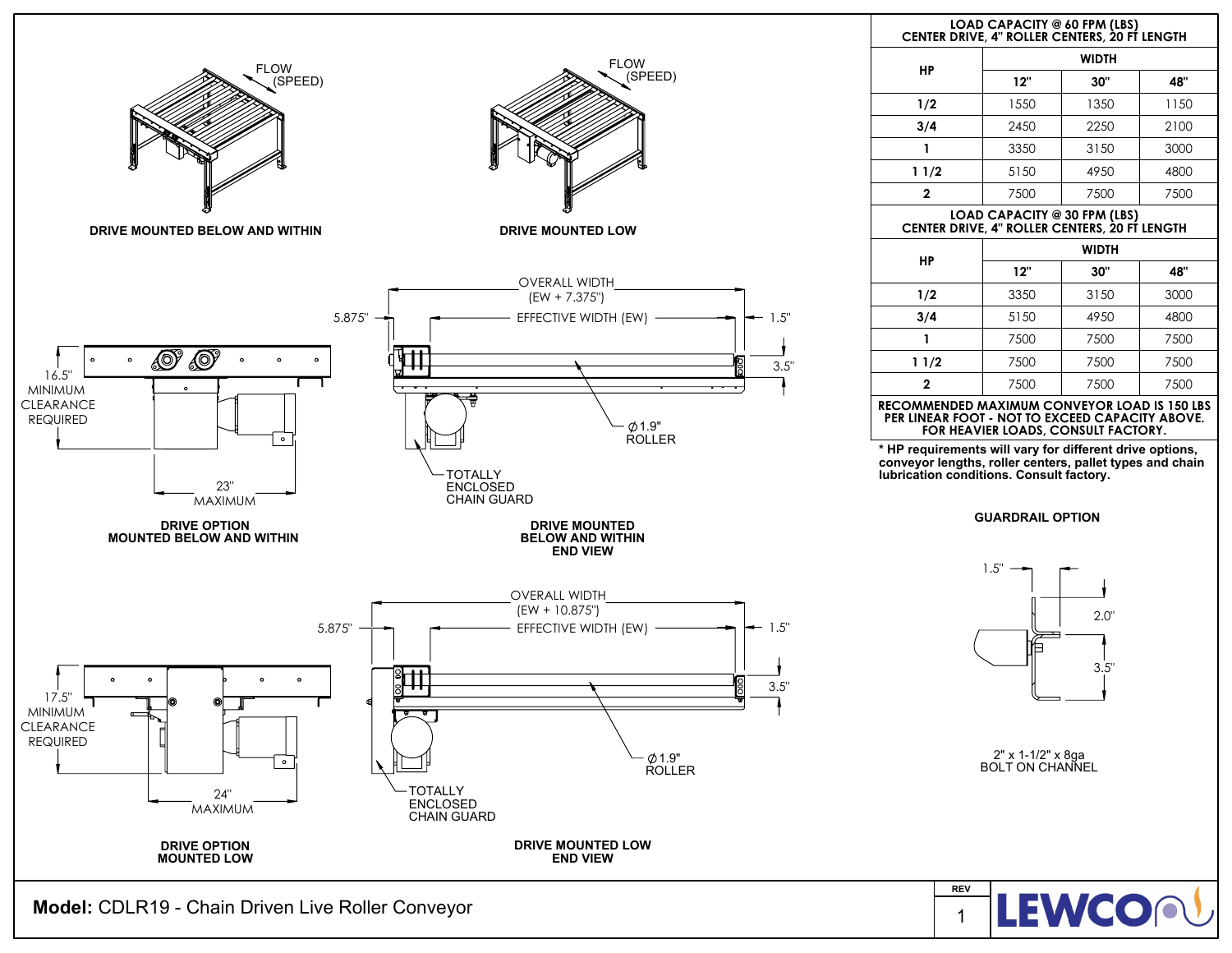DRIVE MOUNTED BELOW AND WITHIN

DRIVE MOUNTED LOW

FLOW (SPEED)

16.5" MINIMUM CLEARANCE REQUIRED

23" MAXIMUM

**DRIVE OPTION MOUNTED BELOW AND WITHIN**

OVERALL WIDTH (EW + 7.375")

5.875" EFFECTIVE WIDTH (EW) 1.5"

3.5"

$\phi$1.9" ROLLER

TOTALLY ENCLOSED CHAIN GUARD

**DRIVE MOUNTED BELOW AND WITHIN END VIEW**

17.5" MINIMUM CLEARANCE REQUIRED

24" MAXIMUM

**DRIVE OPTION MOUNTED LOW**

OVERALL WIDTH (EW + 10.875")

5.875" EFFECTIVE WIDTH (EW) 1.5"

3.5"

$\phi$1.9" ROLLER

TOTALLY ENCLOSED CHAIN GUARD

**DRIVE MOUNTED LOW END VIEW**

**LOAD CAPACITY @ 60 FPM (LBS)**
**CENTER DRIVE, 4" ROLLER CENTERS, 20 FT LENGTH**

| HP | WIDTH | | |
|---|---|---|---|
| | 12" | 30" | 48" |
| 1/2 | 1550 | 1350 | 1150 |
| 3/4 | 2450 | 2250 | 2100 |
| 1 | 3350 | 3150 | 3000 |
| 1 1/2 | 5150 | 4950 | 4800 |
| 2 | 7500 | 7500 | 7500 |

**LOAD CAPACITY @ 30 FPM (LBS)**
**CENTER DRIVE, 4" ROLLER CENTERS, 20 FT LENGTH**

| HP | WIDTH | | |
|---|---|---|---|
| | 12" | 30" | 48" |
| 1/2 | 3350 | 3150 | 3000 |
| 3/4 | 5150 | 4950 | 4800 |
| 1 | 7500 | 7500 | 7500 |
| 1 1/2 | 7500 | 7500 | 7500 |
| 2 | 7500 | 7500 | 7500 |

**RECOMMENDED MAXIMUM CONVEYOR LOAD IS 150 LBS PER LINEAR FOOT - NOT TO EXCEED CAPACITY ABOVE. FOR HEAVIER LOADS, CONSULT FACTORY.**

**\* HP requirements will vary for different drive options, conveyor lengths, roller centers, pallet types and chain lubrication conditions. Consult factory.**

**GUARDRAIL OPTION**

1.5"

2.0"

3.5"

2" x 1-1/2" x 8ga BOLT ON CHANNEL

**Model:** CDLR19 - Chain Driven Live Roller Conveyor

REV 1

LEWCO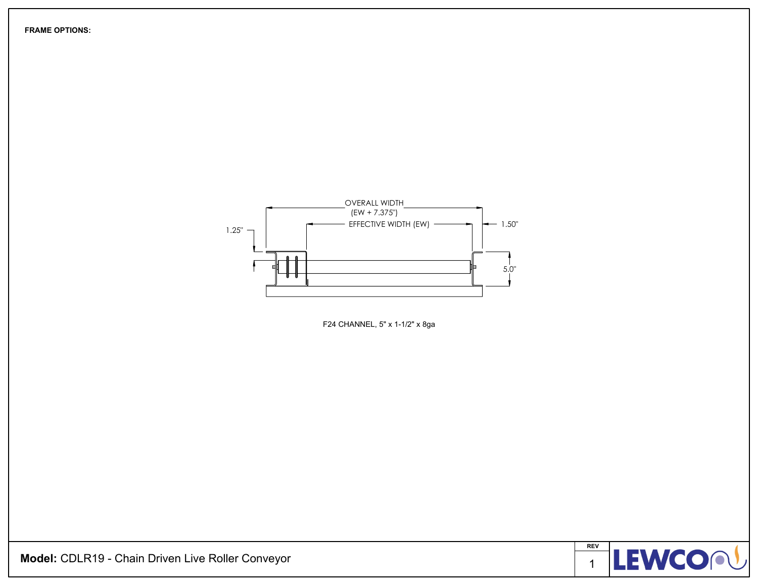**FRAME OPTIONS:**

OVERALL WIDTH
(EW + 7.375")

EFFECTIVE WIDTH (EW)

1.25"

1.50"

5.0"

F24 CHANNEL, 5" x 1-1/2" x 8ga

**Model:** CDLR19 - Chain Driven Live Roller Conveyor

REV

1